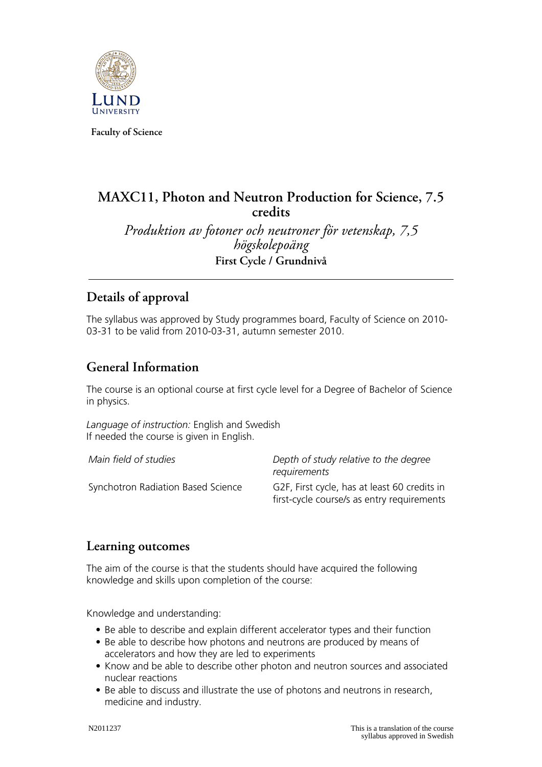Faculty of Science

# MAXC11, Photon and Neutron Production for Science, 7.5 credits

*Produktion av fotoner och neutroner för vetenskap, 7,5 högskolepoäng*

**First Cycle / Grundnivå**

## Details of approval

The syllabus was approved by Study programmes board, Faculty of Science on 2010-03-31 to be valid from 2010-03-31, autumn semester 2010.

## General Information

The course is an optional course at first cycle level for a Degree of Bachelor of Science in physics.

*Language of instruction:* English and Swedish
If needed the course is given in English.

| *Main field of studies* | *Depth of study relative to the degree requirements* |
|---|---|
| Synchotron Radiation Based Science | G2F, First cycle, has at least 60 credits in first-cycle course/s as entry requirements |

## Learning outcomes

The aim of the course is that the students should have acquired the following knowledge and skills upon completion of the course:

Knowledge and understanding:

- Be able to describe and explain different accelerator types and their function
- Be able to describe how photons and neutrons are produced by means of accelerators and how they are led to experiments
- Know and be able to describe other photon and neutron sources and associated nuclear reactions
- Be able to discuss and illustrate the use of photons and neutrons in research, medicine and industry.

N2011237

This is a translation of the course syllabus approved in Swedish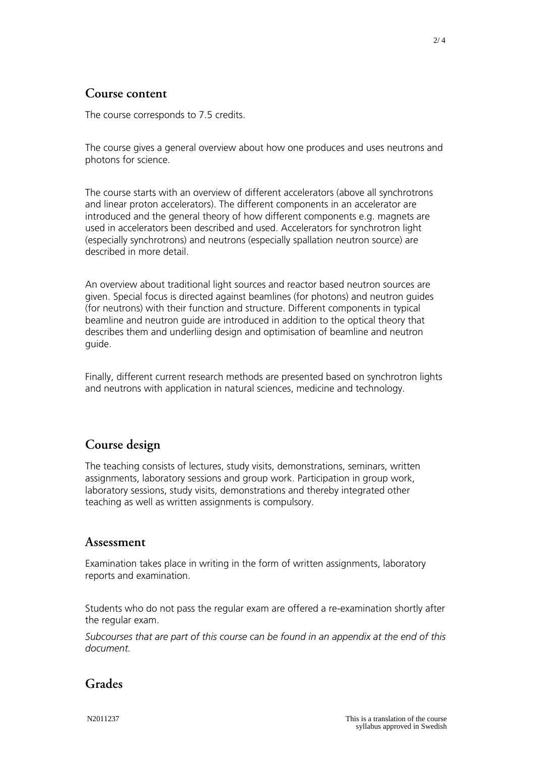## Course content

The course corresponds to 7.5 credits.

The course gives a general overview about how one produces and uses neutrons and photons for science.

The course starts with an overview of different accelerators (above all synchrotrons and linear proton accelerators). The different components in an accelerator are introduced and the general theory of how different components e.g. magnets are used in accelerators been described and used. Accelerators for synchrotron light (especially synchrotrons) and neutrons (especially spallation neutron source) are described in more detail.

An overview about traditional light sources and reactor based neutron sources are given. Special focus is directed against beamlines (for photons) and neutron guides (for neutrons) with their function and structure. Different components in typical beamline and neutron guide are introduced in addition to the optical theory that describes them and underliing design and optimisation of beamline and neutron guide.

Finally, different current research methods are presented based on synchrotron lights and neutrons with application in natural sciences, medicine and technology.

## Course design

The teaching consists of lectures, study visits, demonstrations, seminars, written assignments, laboratory sessions and group work. Participation in group work, laboratory sessions, study visits, demonstrations and thereby integrated other teaching as well as written assignments is compulsory.

## Assessment

Examination takes place in writing in the form of written assignments, laboratory reports and examination.

Students who do not pass the regular exam are offered a re-examination shortly after the regular exam.

*Subcourses that are part of this course can be found in an appendix at the end of this document.*

## Grades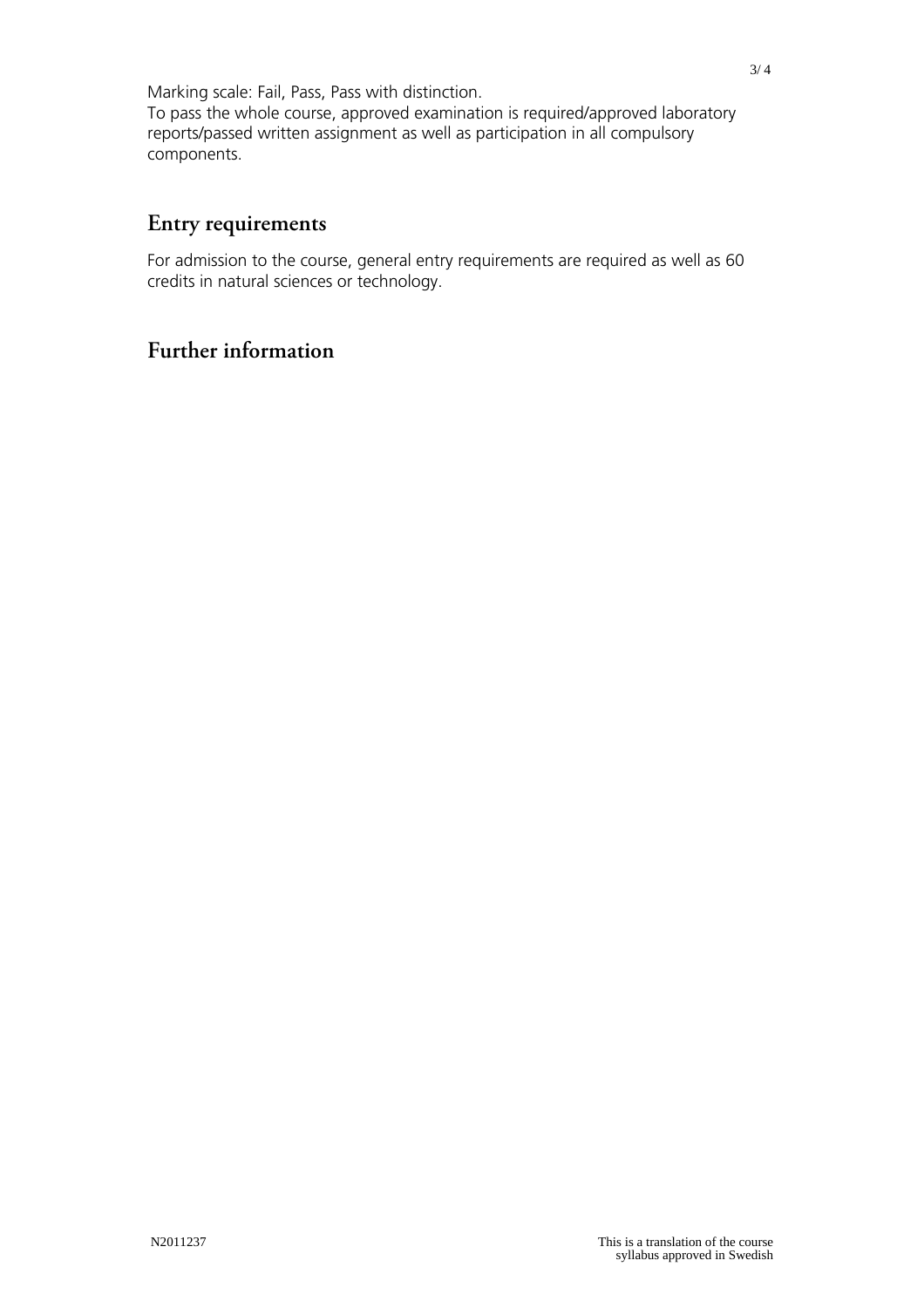Marking scale: Fail, Pass, Pass with distinction.
To pass the whole course, approved examination is required/approved laboratory reports/passed written assignment as well as participation in all compulsory components.

## Entry requirements

For admission to the course, general entry requirements are required as well as 60 credits in natural sciences or technology.

## Further information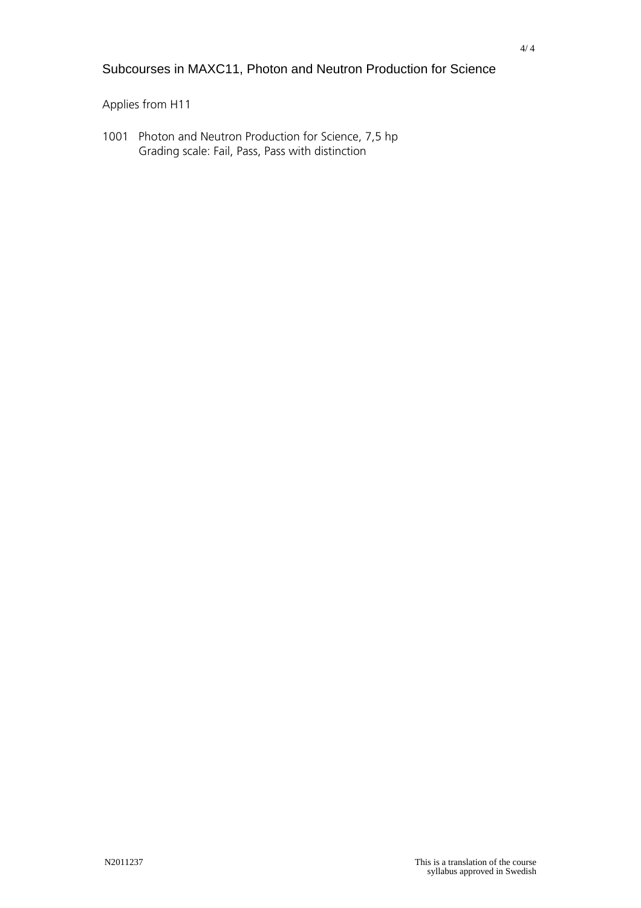## Subcourses in MAXC11, Photon and Neutron Production for Science

Applies from H11

1001 Photon and Neutron Production for Science, 7,5 hp
Grading scale: Fail, Pass, Pass with distinction

N2011237

This is a translation of the course syllabus approved in Swedish